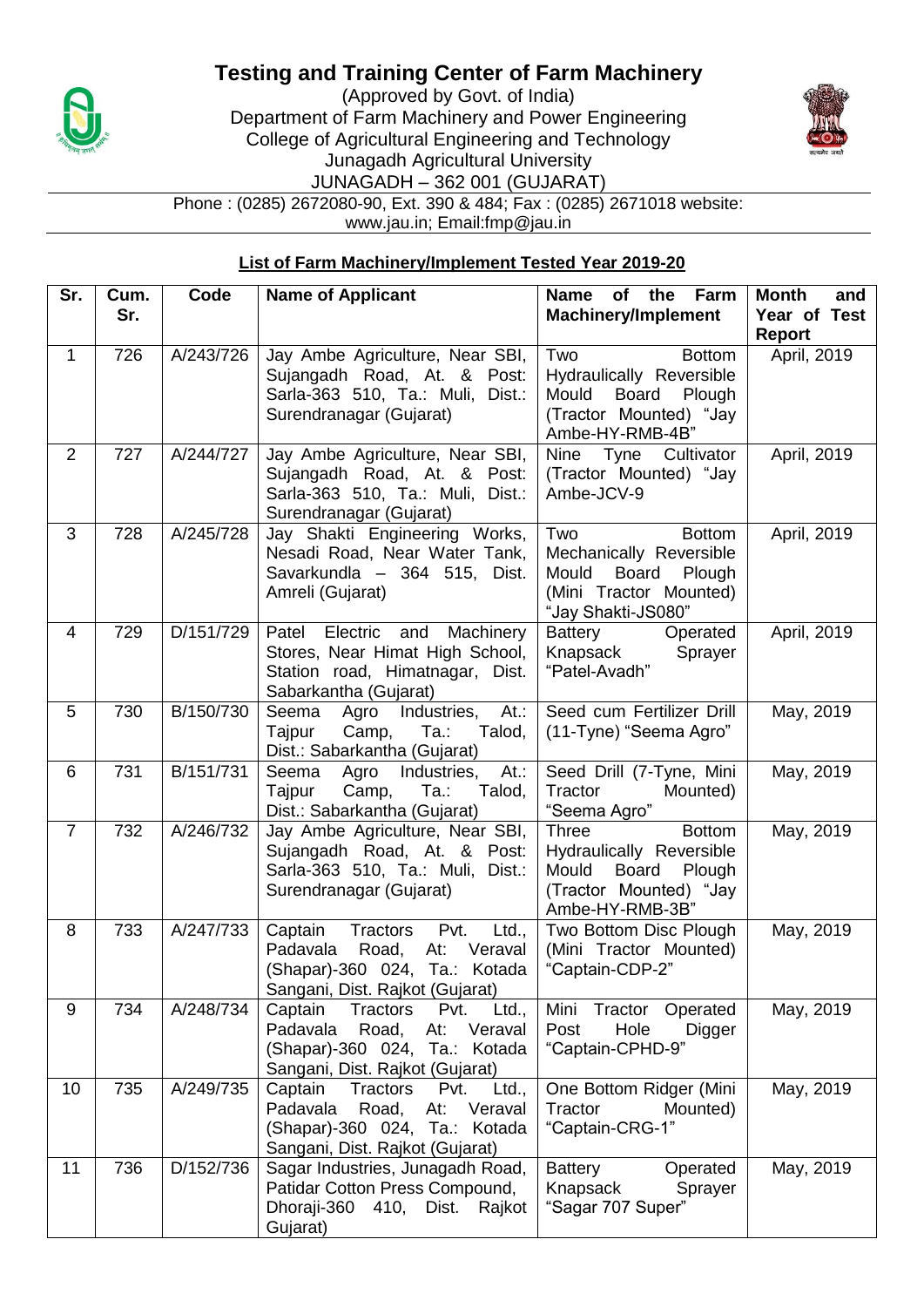# Testing and Training Center of Farm Machinery

(Approved by Govt. of India)
Department of Farm Machinery and Power Engineering
College of Agricultural Engineering and Technology
Junagadh Agricultural University
JUNAGADH – 362 001 (GUJARAT)

Phone : (0285) 2672080-90, Ext. 390 & 484; Fax : (0285) 2671018 website: www.jau.in; Email:fmp@jau.in

## List of Farm Machinery/Implement Tested Year 2019-20

| Sr. | Cum. Sr. | Code | Name of Applicant | Name of the Farm Machinery/Implement | Month and Year of Test Report |
|---|---|---|---|---|---|
| 1 | 726 | A/243/726 | Jay Ambe Agriculture, Near SBI, Sujangadh Road, At. & Post: Sarla-363 510, Ta.: Muli, Dist.: Surendranagar (Gujarat) | Two Bottom Hydraulically Reversible Mould Board Plough (Tractor Mounted) "Jay Ambe-HY-RMB-4B" | April, 2019 |
| 2 | 727 | A/244/727 | Jay Ambe Agriculture, Near SBI, Sujangadh Road, At. & Post: Sarla-363 510, Ta.: Muli, Dist.: Surendranagar (Gujarat) | Nine Tyne Cultivator (Tractor Mounted) "Jay Ambe-JCV-9 | April, 2019 |
| 3 | 728 | A/245/728 | Jay Shakti Engineering Works, Nesadi Road, Near Water Tank, Savarkundla – 364 515, Dist. Amreli (Gujarat) | Two Bottom Mechanically Reversible Mould Board Plough (Mini Tractor Mounted) "Jay Shakti-JS080" | April, 2019 |
| 4 | 729 | D/151/729 | Patel Electric and Machinery Stores, Near Himat High School, Station road, Himatnagar, Dist. Sabarkantha (Gujarat) | Battery Operated Knapsack Sprayer "Patel-Avadh" | April, 2019 |
| 5 | 730 | B/150/730 | Seema Agro Industries, At.: Tajpur Camp, Ta.: Talod, Dist.: Sabarkantha (Gujarat) | Seed cum Fertilizer Drill (11-Tyne) "Seema Agro" | May, 2019 |
| 6 | 731 | B/151/731 | Seema Agro Industries, At.: Tajpur Camp, Ta.: Talod, Dist.: Sabarkantha (Gujarat) | Seed Drill (7-Tyne, Mini Tractor Mounted) "Seema Agro" | May, 2019 |
| 7 | 732 | A/246/732 | Jay Ambe Agriculture, Near SBI, Sujangadh Road, At. & Post: Sarla-363 510, Ta.: Muli, Dist.: Surendranagar (Gujarat) | Three Bottom Hydraulically Reversible Mould Board Plough (Tractor Mounted) "Jay Ambe-HY-RMB-3B" | May, 2019 |
| 8 | 733 | A/247/733 | Captain Tractors Pvt. Ltd., Padavala Road, At: Veraval (Shapar)-360 024, Ta.: Kotada Sangani, Dist. Rajkot (Gujarat) | Two Bottom Disc Plough (Mini Tractor Mounted) "Captain-CDP-2" | May, 2019 |
| 9 | 734 | A/248/734 | Captain Tractors Pvt. Ltd., Padavala Road, At: Veraval (Shapar)-360 024, Ta.: Kotada Sangani, Dist. Rajkot (Gujarat) | Mini Tractor Operated Post Hole Digger "Captain-CPHD-9" | May, 2019 |
| 10 | 735 | A/249/735 | Captain Tractors Pvt. Ltd., Padavala Road, At: Veraval (Shapar)-360 024, Ta.: Kotada Sangani, Dist. Rajkot (Gujarat) | One Bottom Ridger (Mini Tractor Mounted) "Captain-CRG-1" | May, 2019 |
| 11 | 736 | D/152/736 | Sagar Industries, Junagadh Road, Patidar Cotton Press Compound, Dhoraji-360 410, Dist. Rajkot Gujarat) | Battery Operated Knapsack Sprayer "Sagar 707 Super" | May, 2019 |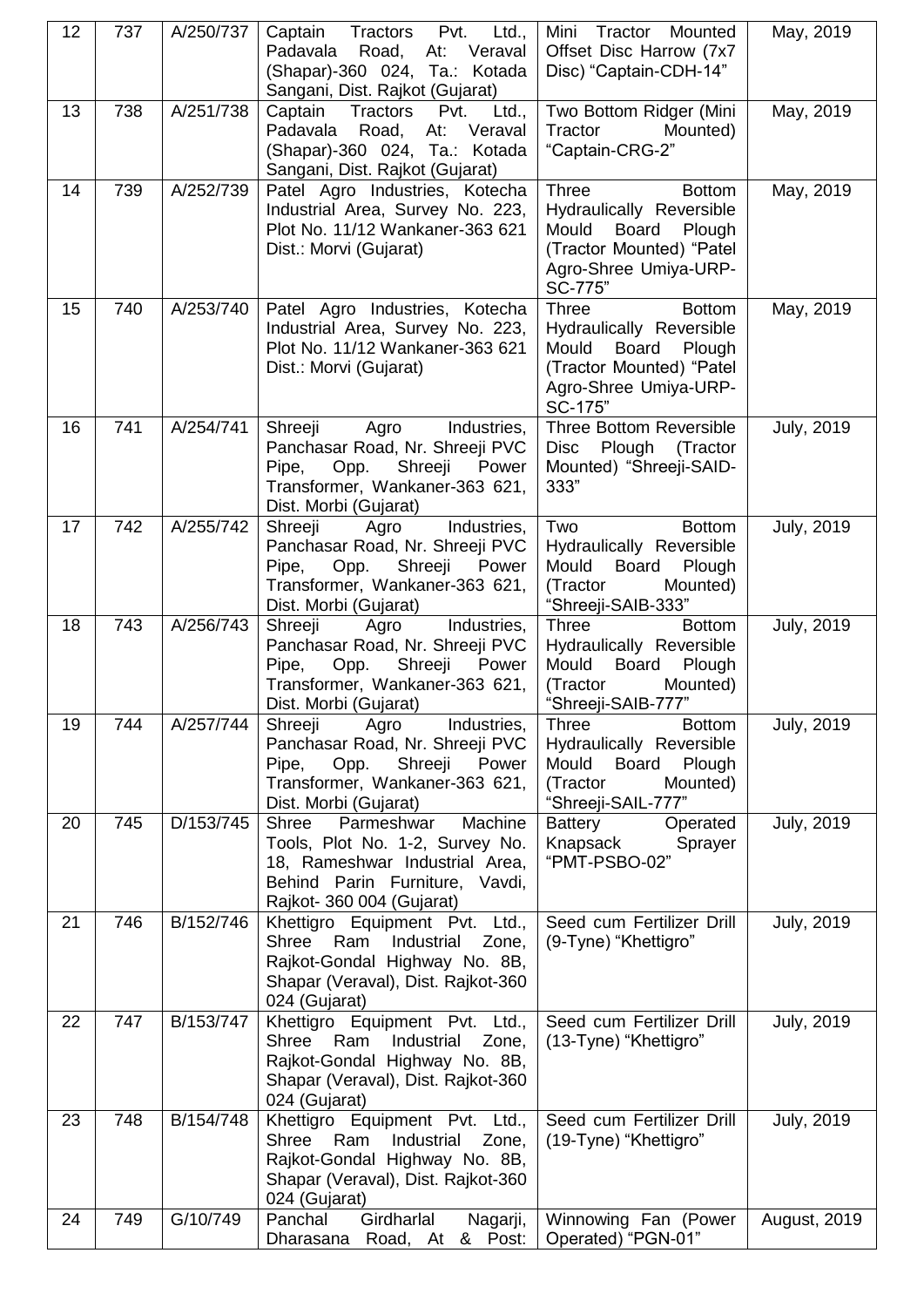| | | | | | |
|---|---|---|---|---|---|
| 12 | 737 | A/250/737 | Captain Tractors Pvt. Ltd., Padavala Road, At: Veraval (Shapar)-360 024, Ta.: Kotada Sangani, Dist. Rajkot (Gujarat) | Mini Tractor Mounted Offset Disc Harrow (7x7 Disc) "Captain-CDH-14" | May, 2019 |
| 13 | 738 | A/251/738 | Captain Tractors Pvt. Ltd., Padavala Road, At: Veraval (Shapar)-360 024, Ta.: Kotada Sangani, Dist. Rajkot (Gujarat) | Two Bottom Ridger (Mini Tractor Mounted) "Captain-CRG-2" | May, 2019 |
| 14 | 739 | A/252/739 | Patel Agro Industries, Kotecha Industrial Area, Survey No. 223, Plot No. 11/12 Wankaner-363 621 Dist.: Morvi (Gujarat) | Three Bottom Hydraulically Reversible Mould Board Plough (Tractor Mounted) "Patel Agro-Shree Umiya-URP-SC-775" | May, 2019 |
| 15 | 740 | A/253/740 | Patel Agro Industries, Kotecha Industrial Area, Survey No. 223, Plot No. 11/12 Wankaner-363 621 Dist.: Morvi (Gujarat) | Three Bottom Hydraulically Reversible Mould Board Plough (Tractor Mounted) "Patel Agro-Shree Umiya-URP-SC-175" | May, 2019 |
| 16 | 741 | A/254/741 | Shreeji Agro Industries, Panchasar Road, Nr. Shreeji PVC Pipe, Opp. Shreeji Power Transformer, Wankaner-363 621, Dist. Morbi (Gujarat) | Three Bottom Reversible Disc Plough (Tractor Mounted) "Shreeji-SAID-333" | July, 2019 |
| 17 | 742 | A/255/742 | Shreeji Agro Industries, Panchasar Road, Nr. Shreeji PVC Pipe, Opp. Shreeji Power Transformer, Wankaner-363 621, Dist. Morbi (Gujarat) | Two Bottom Hydraulically Reversible Mould Board Plough (Tractor Mounted) "Shreeji-SAIB-333" | July, 2019 |
| 18 | 743 | A/256/743 | Shreeji Agro Industries, Panchasar Road, Nr. Shreeji PVC Pipe, Opp. Shreeji Power Transformer, Wankaner-363 621, Dist. Morbi (Gujarat) | Three Bottom Hydraulically Reversible Mould Board Plough (Tractor Mounted) "Shreeji-SAIB-777" | July, 2019 |
| 19 | 744 | A/257/744 | Shreeji Agro Industries, Panchasar Road, Nr. Shreeji PVC Pipe, Opp. Shreeji Power Transformer, Wankaner-363 621, Dist. Morbi (Gujarat) | Three Bottom Hydraulically Reversible Mould Board Plough (Tractor Mounted) "Shreeji-SAIL-777" | July, 2019 |
| 20 | 745 | D/153/745 | Shree Parmeshwar Machine Tools, Plot No. 1-2, Survey No. 18, Rameshwar Industrial Area, Behind Parin Furniture, Vavdi, Rajkot- 360 004 (Gujarat) | Battery Operated Knapsack Sprayer "PMT-PSBO-02" | July, 2019 |
| 21 | 746 | B/152/746 | Khettigro Equipment Pvt. Ltd., Shree Ram Industrial Zone, Rajkot-Gondal Highway No. 8B, Shapar (Veraval), Dist. Rajkot-360 024 (Gujarat) | Seed cum Fertilizer Drill (9-Tyne) "Khettigro" | July, 2019 |
| 22 | 747 | B/153/747 | Khettigro Equipment Pvt. Ltd., Shree Ram Industrial Zone, Rajkot-Gondal Highway No. 8B, Shapar (Veraval), Dist. Rajkot-360 024 (Gujarat) | Seed cum Fertilizer Drill (13-Tyne) "Khettigro" | July, 2019 |
| 23 | 748 | B/154/748 | Khettigro Equipment Pvt. Ltd., Shree Ram Industrial Zone, Rajkot-Gondal Highway No. 8B, Shapar (Veraval), Dist. Rajkot-360 024 (Gujarat) | Seed cum Fertilizer Drill (19-Tyne) "Khettigro" | July, 2019 |
| 24 | 749 | G/10/749 | Panchal Girdharlal Nagarji, Dharasana Road, At & Post: | Winnowing Fan (Power Operated) "PGN-01" | August, 2019 |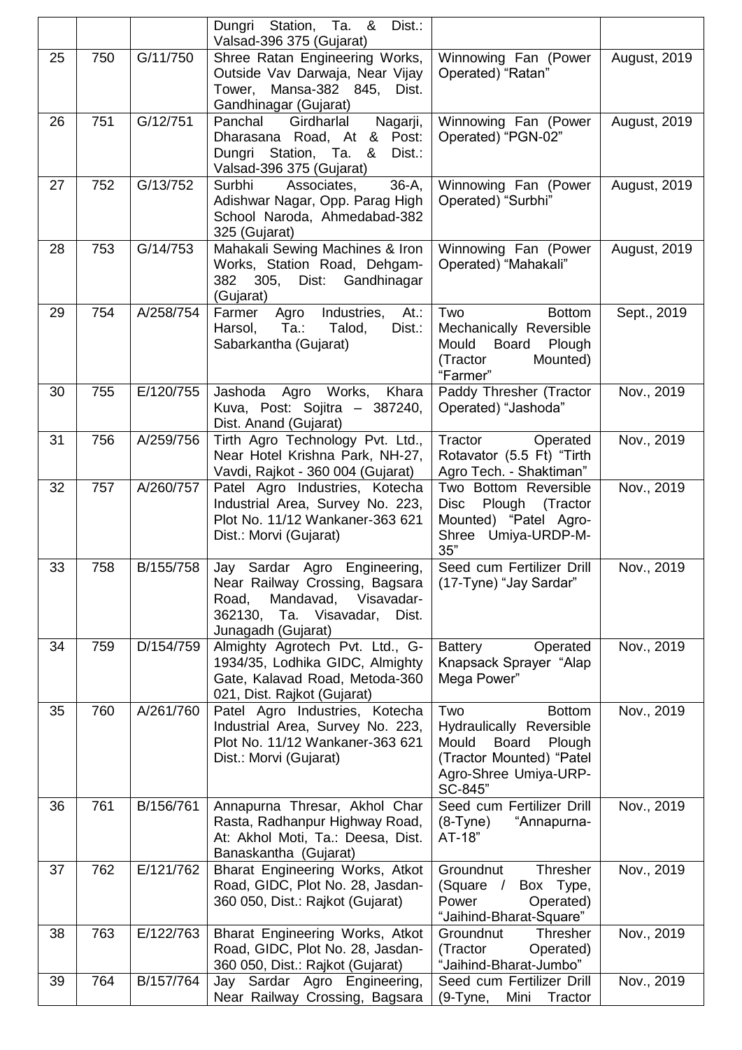| | | | Dungri Station, Ta. & Dist.: Valsad-396 375 (Gujarat) | | |
|---|---|---|---|---|---|
| 25 | 750 | G/11/750 | Shree Ratan Engineering Works, Outside Vav Darwaja, Near Vijay Tower, Mansa-382 845, Dist. Gandhinagar (Gujarat) | Winnowing Fan (Power Operated) "Ratan" | August, 2019 |
| 26 | 751 | G/12/751 | Panchal Girdharlal Nagarji, Dharasana Road, At & Post: Dungri Station, Ta. & Dist.: Valsad-396 375 (Gujarat) | Winnowing Fan (Power Operated) "PGN-02" | August, 2019 |
| 27 | 752 | G/13/752 | Surbhi Associates, 36-A, Adishwar Nagar, Opp. Parag High School Naroda, Ahmedabad-382 325 (Gujarat) | Winnowing Fan (Power Operated) "Surbhi" | August, 2019 |
| 28 | 753 | G/14/753 | Mahakali Sewing Machines & Iron Works, Station Road, Dehgam-382 305, Dist: Gandhinagar (Gujarat) | Winnowing Fan (Power Operated) "Mahakali" | August, 2019 |
| 29 | 754 | A/258/754 | Farmer Agro Industries, At.: Harsol, Ta.: Talod, Dist.: Sabarkantha (Gujarat) | Two Bottom Mechanically Reversible Mould Board Plough (Tractor Mounted) "Farmer" | Sept., 2019 |
| 30 | 755 | E/120/755 | Jashoda Agro Works, Khara Kuva, Post: Sojitra – 387240, Dist. Anand (Gujarat) | Paddy Thresher (Tractor Operated) "Jashoda" | Nov., 2019 |
| 31 | 756 | A/259/756 | Tirth Agro Technology Pvt. Ltd., Near Hotel Krishna Park, NH-27, Vavdi, Rajkot - 360 004 (Gujarat) | Tractor Operated Rotavator (5.5 Ft) "Tirth Agro Tech. - Shaktiman" | Nov., 2019 |
| 32 | 757 | A/260/757 | Patel Agro Industries, Kotecha Industrial Area, Survey No. 223, Plot No. 11/12 Wankaner-363 621 Dist.: Morvi (Gujarat) | Two Bottom Reversible Disc Plough (Tractor Mounted) "Patel Agro-Shree Umiya-URDP-M-35" | Nov., 2019 |
| 33 | 758 | B/155/758 | Jay Sardar Agro Engineering, Near Railway Crossing, Bagsara Road, Mandavad, Visavadar-362130, Ta. Visavadar, Dist. Junagadh (Gujarat) | Seed cum Fertilizer Drill (17-Tyne) "Jay Sardar" | Nov., 2019 |
| 34 | 759 | D/154/759 | Almighty Agrotech Pvt. Ltd., G-1934/35, Lodhika GIDC, Almighty Gate, Kalavad Road, Metoda-360 021, Dist. Rajkot (Gujarat) | Battery Operated Knapsack Sprayer "Alap Mega Power" | Nov., 2019 |
| 35 | 760 | A/261/760 | Patel Agro Industries, Kotecha Industrial Area, Survey No. 223, Plot No. 11/12 Wankaner-363 621 Dist.: Morvi (Gujarat) | Two Bottom Hydraulically Reversible Mould Board Plough (Tractor Mounted) "Patel Agro-Shree Umiya-URP-SC-845" | Nov., 2019 |
| 36 | 761 | B/156/761 | Annapurna Thresar, Akhol Char Rasta, Radhanpur Highway Road, At: Akhol Moti, Ta.: Deesa, Dist. Banaskantha (Gujarat) | Seed cum Fertilizer Drill (8-Tyne) "Annapurna-AT-18" | Nov., 2019 |
| 37 | 762 | E/121/762 | Bharat Engineering Works, Atkot Road, GIDC, Plot No. 28, Jasdan-360 050, Dist.: Rajkot (Gujarat) | Groundnut Thresher (Square / Box Type, Power Operated) "Jaihind-Bharat-Square" | Nov., 2019 |
| 38 | 763 | E/122/763 | Bharat Engineering Works, Atkot Road, GIDC, Plot No. 28, Jasdan-360 050, Dist.: Rajkot (Gujarat) | Groundnut Thresher (Tractor Operated) "Jaihind-Bharat-Jumbo" | Nov., 2019 |
| 39 | 764 | B/157/764 | Jay Sardar Agro Engineering, Near Railway Crossing, Bagsara | Seed cum Fertilizer Drill (9-Tyne, Mini Tractor | Nov., 2019 |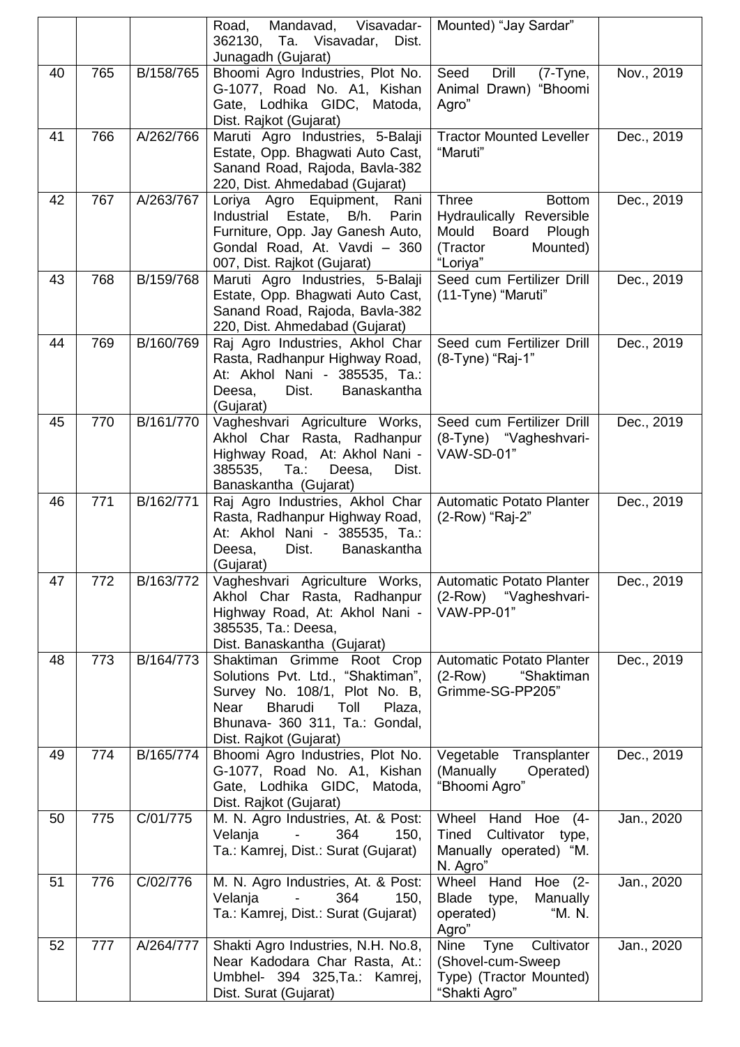| | | | | | |
|---|---|---|---|---|---|
| | | | Road, Mandavad, Visavadar-362130, Ta. Visavadar, Dist. Junagadh (Gujarat) | Mounted) "Jay Sardar" | |
| 40 | 765 | B/158/765 | Bhoomi Agro Industries, Plot No. G-1077, Road No. A1, Kishan Gate, Lodhika GIDC, Matoda, Dist. Rajkot (Gujarat) | Seed Drill (7-Tyne, Animal Drawn) "Bhoomi Agro" | Nov., 2019 |
| 41 | 766 | A/262/766 | Maruti Agro Industries, 5-Balaji Estate, Opp. Bhagwati Auto Cast, Sanand Road, Rajoda, Bavla-382 220, Dist. Ahmedabad (Gujarat) | Tractor Mounted Leveller "Maruti" | Dec., 2019 |
| 42 | 767 | A/263/767 | Loriya Agro Equipment, Rani Industrial Estate, B/h. Parin Furniture, Opp. Jay Ganesh Auto, Gondal Road, At. Vavdi – 360 007, Dist. Rajkot (Gujarat) | Three Bottom Hydraulically Reversible Mould Board Plough (Tractor Mounted) "Loriya" | Dec., 2019 |
| 43 | 768 | B/159/768 | Maruti Agro Industries, 5-Balaji Estate, Opp. Bhagwati Auto Cast, Sanand Road, Rajoda, Bavla-382 220, Dist. Ahmedabad (Gujarat) | Seed cum Fertilizer Drill (11-Tyne) "Maruti" | Dec., 2019 |
| 44 | 769 | B/160/769 | Raj Agro Industries, Akhol Char Rasta, Radhanpur Highway Road, At: Akhol Nani - 385535, Ta.: Deesa, Dist. Banaskantha (Gujarat) | Seed cum Fertilizer Drill (8-Tyne) "Raj-1" | Dec., 2019 |
| 45 | 770 | B/161/770 | Vagheshvari Agriculture Works, Akhol Char Rasta, Radhanpur Highway Road, At: Akhol Nani - 385535, Ta.: Deesa, Dist. Banaskantha (Gujarat) | Seed cum Fertilizer Drill (8-Tyne) "Vagheshvari-VAW-SD-01" | Dec., 2019 |
| 46 | 771 | B/162/771 | Raj Agro Industries, Akhol Char Rasta, Radhanpur Highway Road, At: Akhol Nani - 385535, Ta.: Deesa, Dist. Banaskantha (Gujarat) | Automatic Potato Planter (2-Row) "Raj-2" | Dec., 2019 |
| 47 | 772 | B/163/772 | Vagheshvari Agriculture Works, Akhol Char Rasta, Radhanpur Highway Road, At: Akhol Nani - 385535, Ta.: Deesa, Dist. Banaskantha (Gujarat) | Automatic Potato Planter (2-Row) "Vagheshvari-VAW-PP-01" | Dec., 2019 |
| 48 | 773 | B/164/773 | Shaktiman Grimme Root Crop Solutions Pvt. Ltd., "Shaktiman", Survey No. 108/1, Plot No. B, Near Bharudi Toll Plaza, Bhunava- 360 311, Ta.: Gondal, Dist. Rajkot (Gujarat) | Automatic Potato Planter (2-Row) "Shaktiman Grimme-SG-PP205" | Dec., 2019 |
| 49 | 774 | B/165/774 | Bhoomi Agro Industries, Plot No. G-1077, Road No. A1, Kishan Gate, Lodhika GIDC, Matoda, Dist. Rajkot (Gujarat) | Vegetable Transplanter (Manually Operated) "Bhoomi Agro" | Dec., 2019 |
| 50 | 775 | C/01/775 | M. N. Agro Industries, At. & Post: Velanja - 364 150, Ta.: Kamrej, Dist.: Surat (Gujarat) | Wheel Hand Hoe (4-Tined Cultivator type, Manually operated) "M. N. Agro" | Jan., 2020 |
| 51 | 776 | C/02/776 | M. N. Agro Industries, At. & Post: Velanja - 364 150, Ta.: Kamrej, Dist.: Surat (Gujarat) | Wheel Hand Hoe (2-Blade type, Manually operated) "M. N. Agro" | Jan., 2020 |
| 52 | 777 | A/264/777 | Shakti Agro Industries, N.H. No.8, Near Kadodara Char Rasta, At.: Umbhel- 394 325,Ta.: Kamrej, Dist. Surat (Gujarat) | Nine Tyne Cultivator (Shovel-cum-Sweep Type) (Tractor Mounted) "Shakti Agro" | Jan., 2020 |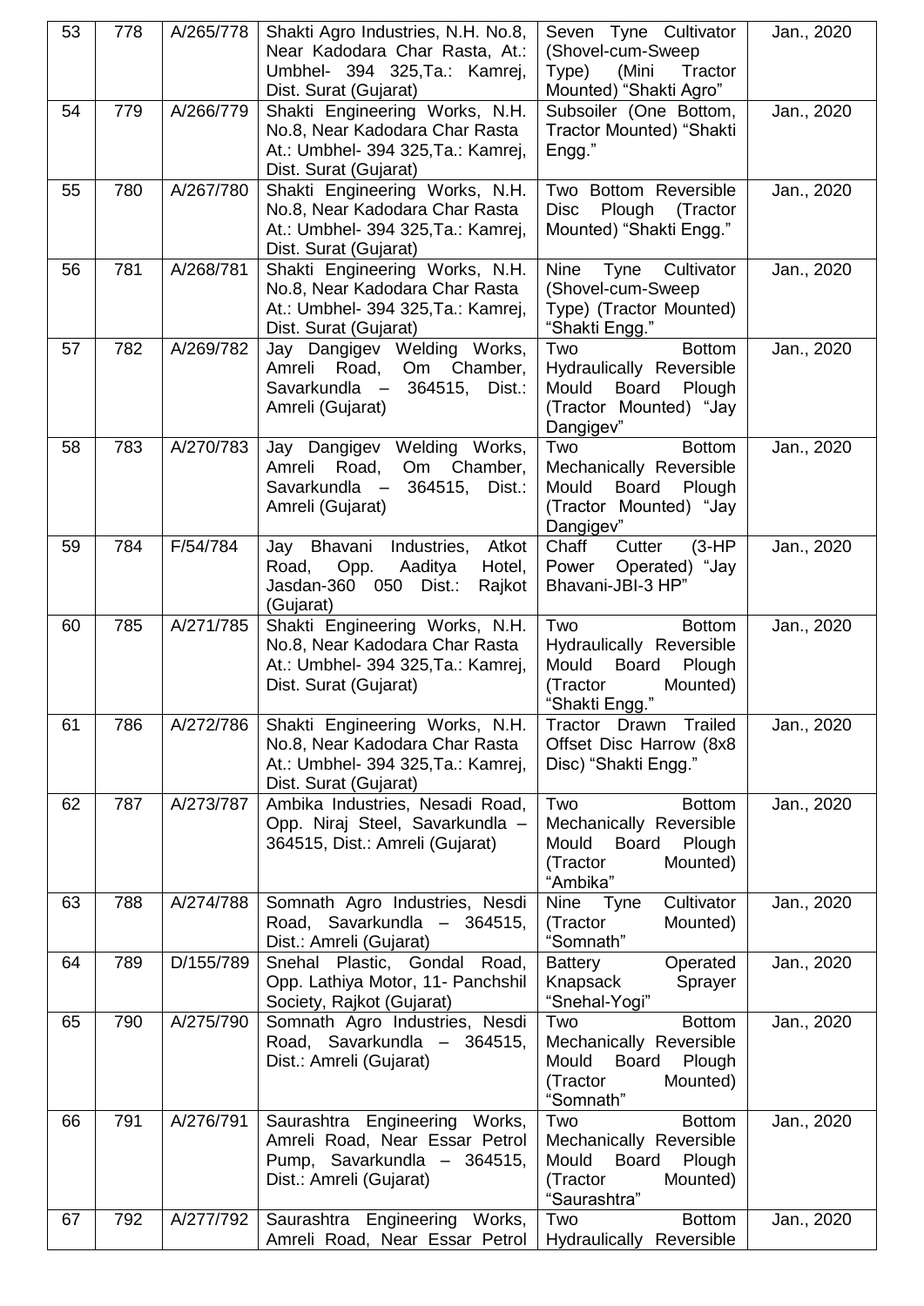| | | | | | |
|---|---|---|---|---|---|
| 53 | 778 | A/265/778 | Shakti Agro Industries, N.H. No.8, Near Kadodara Char Rasta, At.: Umbhel- 394 325,Ta.: Kamrej, Dist. Surat (Gujarat) | Seven Tyne Cultivator (Shovel-cum-Sweep Type) (Mini Tractor Mounted) "Shakti Agro" | Jan., 2020 |
| 54 | 779 | A/266/779 | Shakti Engineering Works, N.H. No.8, Near Kadodara Char Rasta At.: Umbhel- 394 325,Ta.: Kamrej, Dist. Surat (Gujarat) | Subsoiler (One Bottom, Tractor Mounted) "Shakti Engg." | Jan., 2020 |
| 55 | 780 | A/267/780 | Shakti Engineering Works, N.H. No.8, Near Kadodara Char Rasta At.: Umbhel- 394 325,Ta.: Kamrej, Dist. Surat (Gujarat) | Two Bottom Reversible Disc Plough (Tractor Mounted) "Shakti Engg." | Jan., 2020 |
| 56 | 781 | A/268/781 | Shakti Engineering Works, N.H. No.8, Near Kadodara Char Rasta At.: Umbhel- 394 325,Ta.: Kamrej, Dist. Surat (Gujarat) | Nine Tyne Cultivator (Shovel-cum-Sweep Type) (Tractor Mounted) "Shakti Engg." | Jan., 2020 |
| 57 | 782 | A/269/782 | Jay Dangigev Welding Works, Amreli Road, Om Chamber, Savarkundla – 364515, Dist.: Amreli (Gujarat) | Two Bottom Hydraulically Reversible Mould Board Plough (Tractor Mounted) "Jay Dangigev" | Jan., 2020 |
| 58 | 783 | A/270/783 | Jay Dangigev Welding Works, Amreli Road, Om Chamber, Savarkundla – 364515, Dist.: Amreli (Gujarat) | Two Bottom Mechanically Reversible Mould Board Plough (Tractor Mounted) "Jay Dangigev" | Jan., 2020 |
| 59 | 784 | F/54/784 | Jay Bhavani Industries, Atkot Road, Opp. Aaditya Hotel, Jasdan-360 050 Dist.: Rajkot (Gujarat) | Chaff Cutter (3-HP Power Operated) "Jay Bhavani-JBI-3 HP" | Jan., 2020 |
| 60 | 785 | A/271/785 | Shakti Engineering Works, N.H. No.8, Near Kadodara Char Rasta At.: Umbhel- 394 325,Ta.: Kamrej, Dist. Surat (Gujarat) | Two Bottom Hydraulically Reversible Mould Board Plough (Tractor Mounted) "Shakti Engg." | Jan., 2020 |
| 61 | 786 | A/272/786 | Shakti Engineering Works, N.H. No.8, Near Kadodara Char Rasta At.: Umbhel- 394 325,Ta.: Kamrej, Dist. Surat (Gujarat) | Tractor Drawn Trailed Offset Disc Harrow (8x8 Disc) "Shakti Engg." | Jan., 2020 |
| 62 | 787 | A/273/787 | Ambika Industries, Nesadi Road, Opp. Niraj Steel, Savarkundla – 364515, Dist.: Amreli (Gujarat) | Two Bottom Mechanically Reversible Mould Board Plough (Tractor Mounted) "Ambika" | Jan., 2020 |
| 63 | 788 | A/274/788 | Somnath Agro Industries, Nesdi Road, Savarkundla – 364515, Dist.: Amreli (Gujarat) | Nine Tyne Cultivator (Tractor Mounted) "Somnath" | Jan., 2020 |
| 64 | 789 | D/155/789 | Snehal Plastic, Gondal Road, Opp. Lathiya Motor, 11- Panchshil Society, Rajkot (Gujarat) | Battery Operated Knapsack Sprayer "Snehal-Yogi" | Jan., 2020 |
| 65 | 790 | A/275/790 | Somnath Agro Industries, Nesdi Road, Savarkundla – 364515, Dist.: Amreli (Gujarat) | Two Bottom Mechanically Reversible Mould Board Plough (Tractor Mounted) "Somnath" | Jan., 2020 |
| 66 | 791 | A/276/791 | Saurashtra Engineering Works, Amreli Road, Near Essar Petrol Pump, Savarkundla – 364515, Dist.: Amreli (Gujarat) | Two Bottom Mechanically Reversible Mould Board Plough (Tractor Mounted) "Saurashtra" | Jan., 2020 |
| 67 | 792 | A/277/792 | Saurashtra Engineering Works, Amreli Road, Near Essar Petrol | Two Bottom Hydraulically Reversible | Jan., 2020 |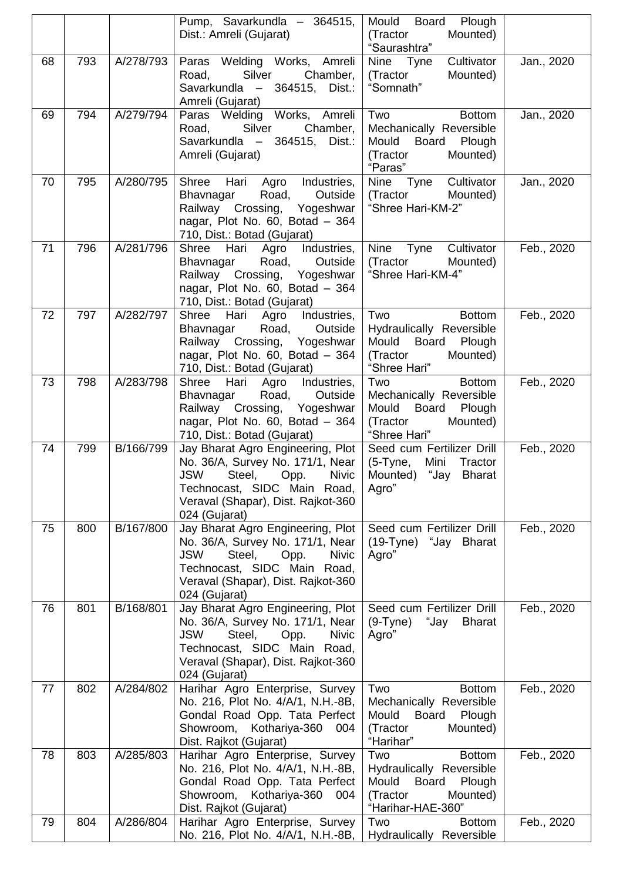| | | | Pump, Savarkundla – 364515, Dist.: Amreli (Gujarat) | Mould Board Plough (Tractor Mounted) "Saurashtra" | |
|---|---|---|---|---|---|
| 68 | 793 | A/278/793 | Paras Welding Works, Amreli Road, Silver Chamber, Savarkundla – 364515, Dist.: Amreli (Gujarat) | Nine Tyne Cultivator (Tractor Mounted) "Somnath" | Jan., 2020 |
| 69 | 794 | A/279/794 | Paras Welding Works, Amreli Road, Silver Chamber, Savarkundla – 364515, Dist.: Amreli (Gujarat) | Two Bottom Mechanically Reversible Mould Board Plough (Tractor Mounted) "Paras" | Jan., 2020 |
| 70 | 795 | A/280/795 | Shree Hari Agro Industries, Bhavnagar Road, Outside Railway Crossing, Yogeshwar nagar, Plot No. 60, Botad – 364 710, Dist.: Botad (Gujarat) | Nine Tyne Cultivator (Tractor Mounted) "Shree Hari-KM-2" | Jan., 2020 |
| 71 | 796 | A/281/796 | Shree Hari Agro Industries, Bhavnagar Road, Outside Railway Crossing, Yogeshwar nagar, Plot No. 60, Botad – 364 710, Dist.: Botad (Gujarat) | Nine Tyne Cultivator (Tractor Mounted) "Shree Hari-KM-4" | Feb., 2020 |
| 72 | 797 | A/282/797 | Shree Hari Agro Industries, Bhavnagar Road, Outside Railway Crossing, Yogeshwar nagar, Plot No. 60, Botad – 364 710, Dist.: Botad (Gujarat) | Two Bottom Hydraulically Reversible Mould Board Plough (Tractor Mounted) "Shree Hari" | Feb., 2020 |
| 73 | 798 | A/283/798 | Shree Hari Agro Industries, Bhavnagar Road, Outside Railway Crossing, Yogeshwar nagar, Plot No. 60, Botad – 364 710, Dist.: Botad (Gujarat) | Two Bottom Mechanically Reversible Mould Board Plough (Tractor Mounted) "Shree Hari" | Feb., 2020 |
| 74 | 799 | B/166/799 | Jay Bharat Agro Engineering, Plot No. 36/A, Survey No. 171/1, Near JSW Steel, Opp. Nivic Technocast, SIDC Main Road, Veraval (Shapar), Dist. Rajkot-360 024 (Gujarat) | Seed cum Fertilizer Drill (5-Tyne, Mini Tractor Mounted) "Jay Bharat Agro" | Feb., 2020 |
| 75 | 800 | B/167/800 | Jay Bharat Agro Engineering, Plot No. 36/A, Survey No. 171/1, Near JSW Steel, Opp. Nivic Technocast, SIDC Main Road, Veraval (Shapar), Dist. Rajkot-360 024 (Gujarat) | Seed cum Fertilizer Drill (19-Tyne) "Jay Bharat Agro" | Feb., 2020 |
| 76 | 801 | B/168/801 | Jay Bharat Agro Engineering, Plot No. 36/A, Survey No. 171/1, Near JSW Steel, Opp. Nivic Technocast, SIDC Main Road, Veraval (Shapar), Dist. Rajkot-360 024 (Gujarat) | Seed cum Fertilizer Drill (9-Tyne) "Jay Bharat Agro" | Feb., 2020 |
| 77 | 802 | A/284/802 | Harihar Agro Enterprise, Survey No. 216, Plot No. 4/A/1, N.H.-8B, Gondal Road Opp. Tata Perfect Showroom, Kothariya-360 004 Dist. Rajkot (Gujarat) | Two Bottom Mechanically Reversible Mould Board Plough (Tractor Mounted) "Harihar" | Feb., 2020 |
| 78 | 803 | A/285/803 | Harihar Agro Enterprise, Survey No. 216, Plot No. 4/A/1, N.H.-8B, Gondal Road Opp. Tata Perfect Showroom, Kothariya-360 004 Dist. Rajkot (Gujarat) | Two Bottom Hydraulically Reversible Mould Board Plough (Tractor Mounted) "Harihar-HAE-360" | Feb., 2020 |
| 79 | 804 | A/286/804 | Harihar Agro Enterprise, Survey No. 216, Plot No. 4/A/1, N.H.-8B, | Two Bottom Hydraulically Reversible | Feb., 2020 |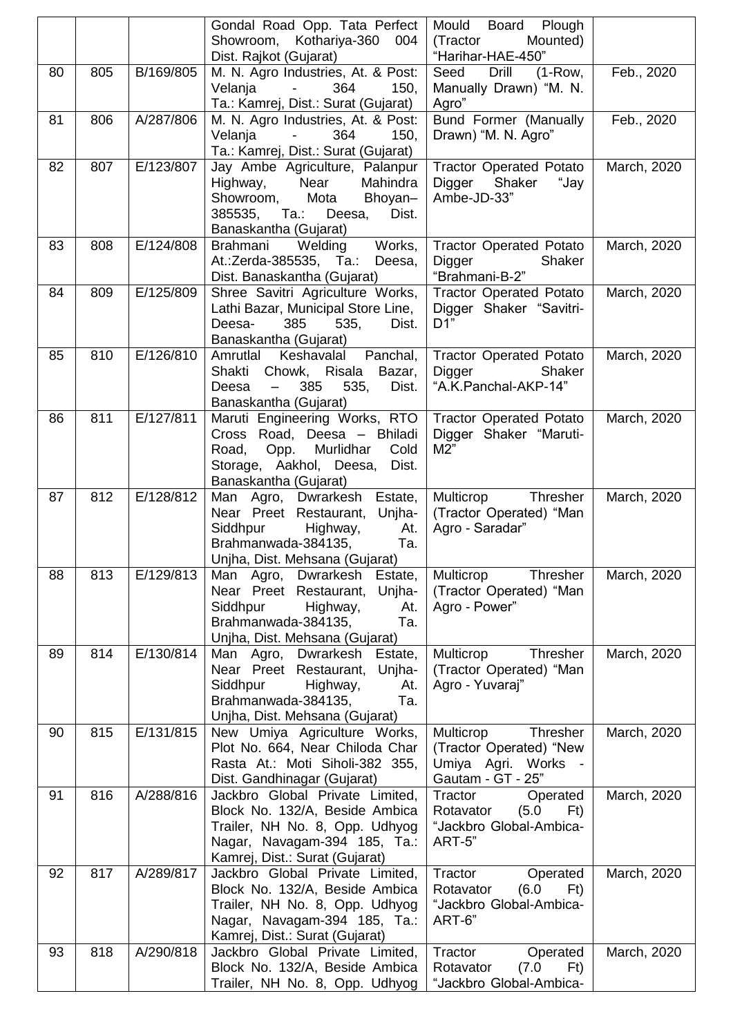| | | | | | |
|---|---|---|---|---|---|
| | | | Gondal Road Opp. Tata Perfect Showroom, Kothariya-360 004 Dist. Rajkot (Gujarat) | Mould Board Plough (Tractor Mounted) "Harihar-HAE-450" | |
| 80 | 805 | B/169/805 | M. N. Agro Industries, At. & Post: Velanja - 364 150, Ta.: Kamrej, Dist.: Surat (Gujarat) | Seed Drill (1-Row, Manually Drawn) "M. N. Agro" | Feb., 2020 |
| 81 | 806 | A/287/806 | M. N. Agro Industries, At. & Post: Velanja - 364 150, Ta.: Kamrej, Dist.: Surat (Gujarat) | Bund Former (Manually Drawn) "M. N. Agro" | Feb., 2020 |
| 82 | 807 | E/123/807 | Jay Ambe Agriculture, Palanpur Highway, Near Mahindra Showroom, Mota Bhoyan–385535, Ta.: Deesa, Dist. Banaskantha (Gujarat) | Tractor Operated Potato Digger Shaker "Jay Ambe-JD-33" | March, 2020 |
| 83 | 808 | E/124/808 | Brahmani Welding Works, At.:Zerda-385535, Ta.: Deesa, Dist. Banaskantha (Gujarat) | Tractor Operated Potato Digger Shaker "Brahmani-B-2" | March, 2020 |
| 84 | 809 | E/125/809 | Shree Savitri Agriculture Works, Lathi Bazar, Municipal Store Line, Deesa- 385 535, Dist. Banaskantha (Gujarat) | Tractor Operated Potato Digger Shaker "Savitri-D1" | March, 2020 |
| 85 | 810 | E/126/810 | Amrutlal Keshavalal Panchal, Shakti Chowk, Risala Bazar, Deesa – 385 535, Dist. Banaskantha (Gujarat) | Tractor Operated Potato Digger Shaker "A.K.Panchal-AKP-14" | March, 2020 |
| 86 | 811 | E/127/811 | Maruti Engineering Works, RTO Cross Road, Deesa – Bhiladi Road, Opp. Murlidhar Cold Storage, Aakhol, Deesa, Dist. Banaskantha (Gujarat) | Tractor Operated Potato Digger Shaker "Maruti-M2" | March, 2020 |
| 87 | 812 | E/128/812 | Man Agro, Dwrarkesh Estate, Near Preet Restaurant, Unjha-Siddhpur Highway, At. Brahmanwada-384135, Ta. Unjha, Dist. Mehsana (Gujarat) | Multicrop Thresher (Tractor Operated) "Man Agro - Saradar" | March, 2020 |
| 88 | 813 | E/129/813 | Man Agro, Dwrarkesh Estate, Near Preet Restaurant, Unjha-Siddhpur Highway, At. Brahmanwada-384135, Ta. Unjha, Dist. Mehsana (Gujarat) | Multicrop Thresher (Tractor Operated) "Man Agro - Power" | March, 2020 |
| 89 | 814 | E/130/814 | Man Agro, Dwrarkesh Estate, Near Preet Restaurant, Unjha-Siddhpur Highway, At. Brahmanwada-384135, Ta. Unjha, Dist. Mehsana (Gujarat) | Multicrop Thresher (Tractor Operated) "Man Agro - Yuvaraj" | March, 2020 |
| 90 | 815 | E/131/815 | New Umiya Agriculture Works, Plot No. 664, Near Chiloda Char Rasta At.: Moti Siholi-382 355, Dist. Gandhinagar (Gujarat) | Multicrop Thresher (Tractor Operated) "New Umiya Agri. Works - Gautam - GT - 25" | March, 2020 |
| 91 | 816 | A/288/816 | Jackbro Global Private Limited, Block No. 132/A, Beside Ambica Trailer, NH No. 8, Opp. Udhyog Nagar, Navagam-394 185, Ta.: Kamrej, Dist.: Surat (Gujarat) | Tractor Operated Rotavator (5.0 Ft) "Jackbro Global-Ambica-ART-5" | March, 2020 |
| 92 | 817 | A/289/817 | Jackbro Global Private Limited, Block No. 132/A, Beside Ambica Trailer, NH No. 8, Opp. Udhyog Nagar, Navagam-394 185, Ta.: Kamrej, Dist.: Surat (Gujarat) | Tractor Operated Rotavator (6.0 Ft) "Jackbro Global-Ambica-ART-6" | March, 2020 |
| 93 | 818 | A/290/818 | Jackbro Global Private Limited, Block No. 132/A, Beside Ambica Trailer, NH No. 8, Opp. Udhyog | Tractor Operated Rotavator (7.0 Ft) "Jackbro Global-Ambica- | March, 2020 |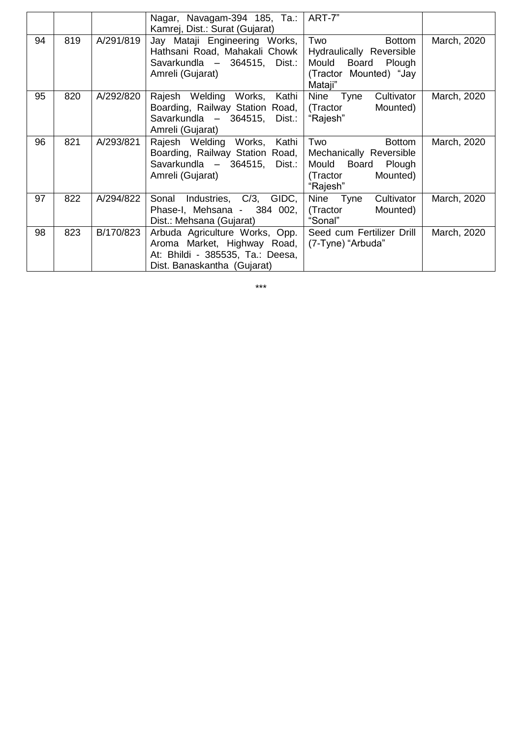| | | | | | |
|---|---|---|---|---|---|
| | | | Nagar, Navagam-394 185, Ta.: Kamrej, Dist.: Surat (Gujarat) | ART-7" | |
| 94 | 819 | A/291/819 | Jay Mataji Engineering Works, Hathsani Road, Mahakali Chowk Savarkundla – 364515, Dist.: Amreli (Gujarat) | Two Bottom Hydraulically Reversible Mould Board Plough (Tractor Mounted) "Jay Mataji" | March, 2020 |
| 95 | 820 | A/292/820 | Rajesh Welding Works, Kathi Boarding, Railway Station Road, Savarkundla – 364515, Dist.: Amreli (Gujarat) | Nine Tyne Cultivator (Tractor Mounted) "Rajesh" | March, 2020 |
| 96 | 821 | A/293/821 | Rajesh Welding Works, Kathi Boarding, Railway Station Road, Savarkundla – 364515, Dist.: Amreli (Gujarat) | Two Bottom Mechanically Reversible Mould Board Plough (Tractor Mounted) "Rajesh" | March, 2020 |
| 97 | 822 | A/294/822 | Sonal Industries, C/3, GIDC, Phase-I, Mehsana - 384 002, Dist.: Mehsana (Gujarat) | Nine Tyne Cultivator (Tractor Mounted) "Sonal" | March, 2020 |
| 98 | 823 | B/170/823 | Arbuda Agriculture Works, Opp. Aroma Market, Highway Road, At: Bhildi - 385535, Ta.: Deesa, Dist. Banaskantha (Gujarat) | Seed cum Fertilizer Drill (7-Tyne) "Arbuda" | March, 2020 |

***